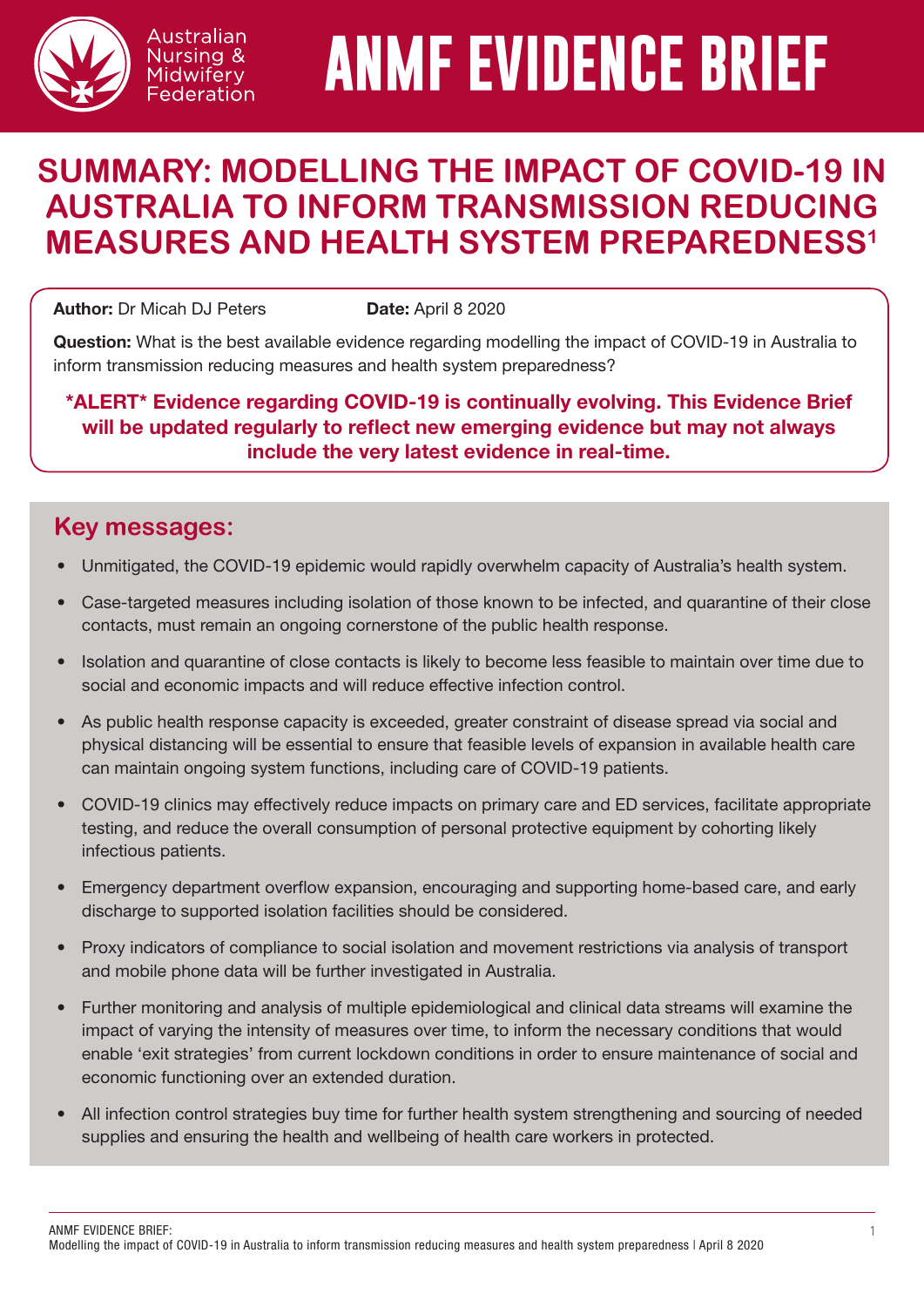# ANMF EVIDENCE BRIEF

Australian Nursing & Midwifery Federation

## SUMMARY: MODELLING THE IMPACT OF COVID-19 IN AUSTRALIA TO INFORM TRANSMISSION REDUCING MEASURES AND HEALTH SYSTEM PREPAREDNESS[1]

**Author:** Dr Micah DJ Peters **Date:** April 8 2020

**Question:** What is the best available evidence regarding modelling the impact of COVID-19 in Australia to inform transmission reducing measures and health system preparedness?

**\*ALERT\* Evidence regarding COVID-19 is continually evolving. This Evidence Brief will be updated regularly to reflect new emerging evidence but may not always include the very latest evidence in real-time.**

## Key messages:

- Unmitigated, the COVID-19 epidemic would rapidly overwhelm capacity of Australia's health system.
- Case-targeted measures including isolation of those known to be infected, and quarantine of their close contacts, must remain an ongoing cornerstone of the public health response.
- Isolation and quarantine of close contacts is likely to become less feasible to maintain over time due to social and economic impacts and will reduce effective infection control.
- As public health response capacity is exceeded, greater constraint of disease spread via social and physical distancing will be essential to ensure that feasible levels of expansion in available health care can maintain ongoing system functions, including care of COVID-19 patients.
- COVID-19 clinics may effectively reduce impacts on primary care and ED services, facilitate appropriate testing, and reduce the overall consumption of personal protective equipment by cohorting likely infectious patients.
- Emergency department overflow expansion, encouraging and supporting home-based care, and early discharge to supported isolation facilities should be considered.
- Proxy indicators of compliance to social isolation and movement restrictions via analysis of transport and mobile phone data will be further investigated in Australia.
- Further monitoring and analysis of multiple epidemiological and clinical data streams will examine the impact of varying the intensity of measures over time, to inform the necessary conditions that would enable 'exit strategies' from current lockdown conditions in order to ensure maintenance of social and economic functioning over an extended duration.
- All infection control strategies buy time for further health system strengthening and sourcing of needed supplies and ensuring the health and wellbeing of health care workers in protected.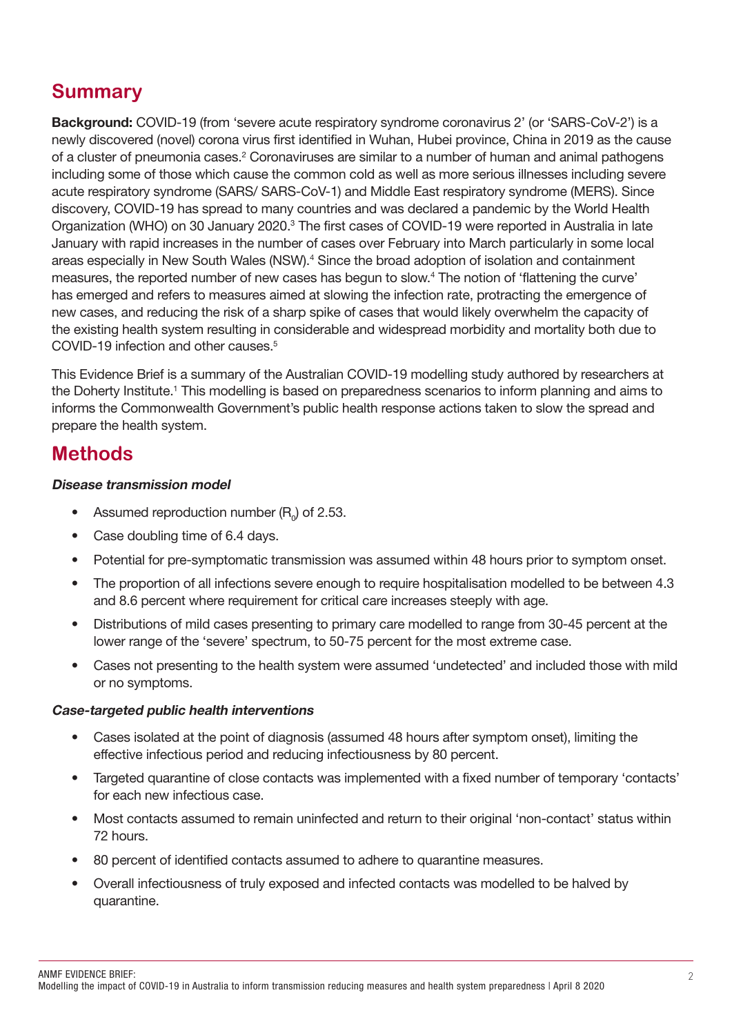## Summary

**Background:** COVID-19 (from 'severe acute respiratory syndrome coronavirus 2' (or 'SARS-CoV-2') is a newly discovered (novel) corona virus first identified in Wuhan, Hubei province, China in 2019 as the cause of a cluster of pneumonia cases.[2] Coronaviruses are similar to a number of human and animal pathogens including some of those which cause the common cold as well as more serious illnesses including severe acute respiratory syndrome (SARS/ SARS-CoV-1) and Middle East respiratory syndrome (MERS). Since discovery, COVID-19 has spread to many countries and was declared a pandemic by the World Health Organization (WHO) on 30 January 2020.[3] The first cases of COVID-19 were reported in Australia in late January with rapid increases in the number of cases over February into March particularly in some local areas especially in New South Wales (NSW).[4] Since the broad adoption of isolation and containment measures, the reported number of new cases has begun to slow.[4] The notion of 'flattening the curve' has emerged and refers to measures aimed at slowing the infection rate, protracting the emergence of new cases, and reducing the risk of a sharp spike of cases that would likely overwhelm the capacity of the existing health system resulting in considerable and widespread morbidity and mortality both due to COVID-19 infection and other causes.[5]

This Evidence Brief is a summary of the Australian COVID-19 modelling study authored by researchers at the Doherty Institute.[1] This modelling is based on preparedness scenarios to inform planning and aims to informs the Commonwealth Government's public health response actions taken to slow the spread and prepare the health system.

## Methods

***Disease transmission model***

- Assumed reproduction number ($R_0$) of 2.53.
- Case doubling time of 6.4 days.
- Potential for pre-symptomatic transmission was assumed within 48 hours prior to symptom onset.
- The proportion of all infections severe enough to require hospitalisation modelled to be between 4.3 and 8.6 percent where requirement for critical care increases steeply with age.
- Distributions of mild cases presenting to primary care modelled to range from 30-45 percent at the lower range of the 'severe' spectrum, to 50-75 percent for the most extreme case.
- Cases not presenting to the health system were assumed 'undetected' and included those with mild or no symptoms.

***Case-targeted public health interventions***

- Cases isolated at the point of diagnosis (assumed 48 hours after symptom onset), limiting the effective infectious period and reducing infectiousness by 80 percent.
- Targeted quarantine of close contacts was implemented with a fixed number of temporary 'contacts' for each new infectious case.
- Most contacts assumed to remain uninfected and return to their original 'non-contact' status within 72 hours.
- 80 percent of identified contacts assumed to adhere to quarantine measures.
- Overall infectiousness of truly exposed and infected contacts was modelled to be halved by quarantine.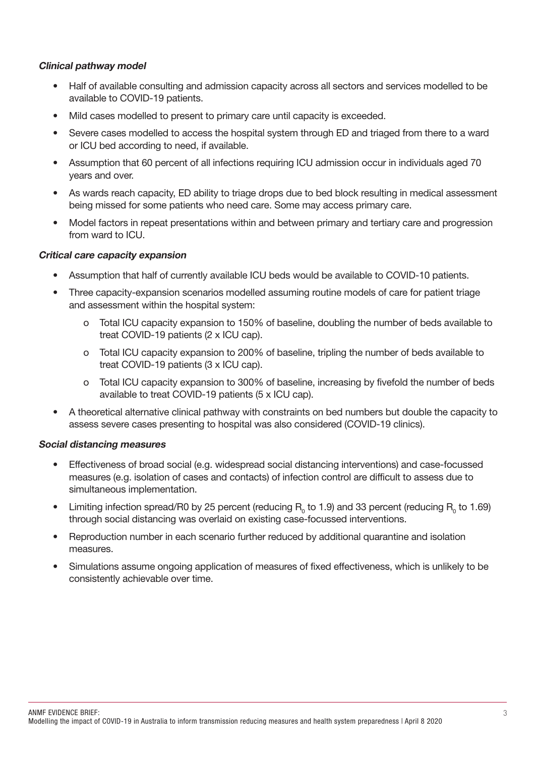***Clinical pathway model***

- Half of available consulting and admission capacity across all sectors and services modelled to be available to COVID-19 patients.
- Mild cases modelled to present to primary care until capacity is exceeded.
- Severe cases modelled to access the hospital system through ED and triaged from there to a ward or ICU bed according to need, if available.
- Assumption that 60 percent of all infections requiring ICU admission occur in individuals aged 70 years and over.
- As wards reach capacity, ED ability to triage drops due to bed block resulting in medical assessment being missed for some patients who need care. Some may access primary care.
- Model factors in repeat presentations within and between primary and tertiary care and progression from ward to ICU.

***Critical care capacity expansion***

- Assumption that half of currently available ICU beds would be available to COVID-10 patients.
- Three capacity-expansion scenarios modelled assuming routine models of care for patient triage and assessment within the hospital system:
  - Total ICU capacity expansion to 150% of baseline, doubling the number of beds available to treat COVID-19 patients (2 x ICU cap).
  - Total ICU capacity expansion to 200% of baseline, tripling the number of beds available to treat COVID-19 patients (3 x ICU cap).
  - Total ICU capacity expansion to 300% of baseline, increasing by fivefold the number of beds available to treat COVID-19 patients (5 x ICU cap).
- A theoretical alternative clinical pathway with constraints on bed numbers but double the capacity to assess severe cases presenting to hospital was also considered (COVID-19 clinics).

***Social distancing measures***

- Effectiveness of broad social (e.g. widespread social distancing interventions) and case-focussed measures (e.g. isolation of cases and contacts) of infection control are difficult to assess due to simultaneous implementation.
- Limiting infection spread/R0 by 25 percent (reducing $R_0$ to 1.9) and 33 percent (reducing $R_0$ to 1.69) through social distancing was overlaid on existing case-focussed interventions.
- Reproduction number in each scenario further reduced by additional quarantine and isolation measures.
- Simulations assume ongoing application of measures of fixed effectiveness, which is unlikely to be consistently achievable over time.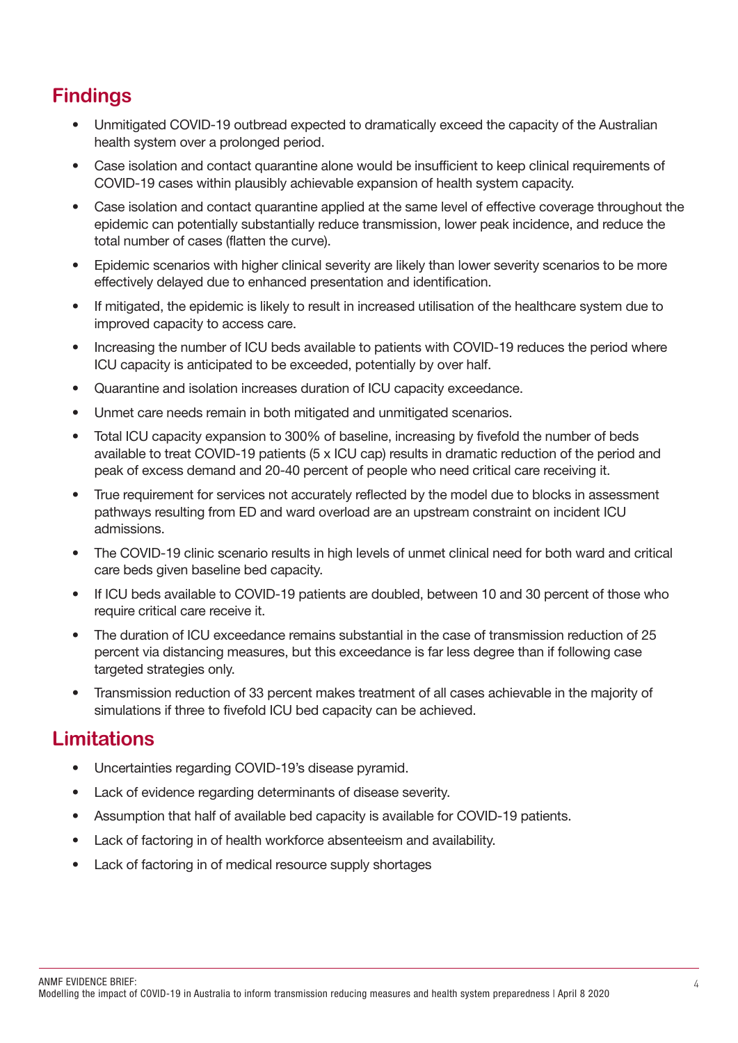## Findings

- Unmitigated COVID-19 outbread expected to dramatically exceed the capacity of the Australian health system over a prolonged period.
- Case isolation and contact quarantine alone would be insufficient to keep clinical requirements of COVID-19 cases within plausibly achievable expansion of health system capacity.
- Case isolation and contact quarantine applied at the same level of effective coverage throughout the epidemic can potentially substantially reduce transmission, lower peak incidence, and reduce the total number of cases (flatten the curve).
- Epidemic scenarios with higher clinical severity are likely than lower severity scenarios to be more effectively delayed due to enhanced presentation and identification.
- If mitigated, the epidemic is likely to result in increased utilisation of the healthcare system due to improved capacity to access care.
- Increasing the number of ICU beds available to patients with COVID-19 reduces the period where ICU capacity is anticipated to be exceeded, potentially by over half.
- Quarantine and isolation increases duration of ICU capacity exceedance.
- Unmet care needs remain in both mitigated and unmitigated scenarios.
- Total ICU capacity expansion to 300% of baseline, increasing by fivefold the number of beds available to treat COVID-19 patients (5 x ICU cap) results in dramatic reduction of the period and peak of excess demand and 20-40 percent of people who need critical care receiving it.
- True requirement for services not accurately reflected by the model due to blocks in assessment pathways resulting from ED and ward overload are an upstream constraint on incident ICU admissions.
- The COVID-19 clinic scenario results in high levels of unmet clinical need for both ward and critical care beds given baseline bed capacity.
- If ICU beds available to COVID-19 patients are doubled, between 10 and 30 percent of those who require critical care receive it.
- The duration of ICU exceedance remains substantial in the case of transmission reduction of 25 percent via distancing measures, but this exceedance is far less degree than if following case targeted strategies only.
- Transmission reduction of 33 percent makes treatment of all cases achievable in the majority of simulations if three to fivefold ICU bed capacity can be achieved.

## Limitations

- Uncertainties regarding COVID-19's disease pyramid.
- Lack of evidence regarding determinants of disease severity.
- Assumption that half of available bed capacity is available for COVID-19 patients.
- Lack of factoring in of health workforce absenteeism and availability.
- Lack of factoring in of medical resource supply shortages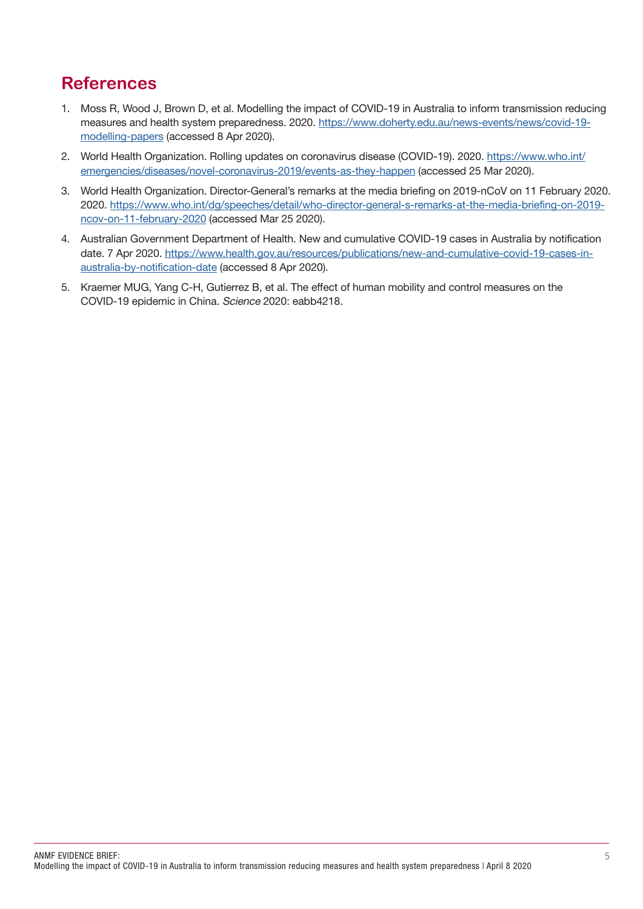## References

1. Moss R, Wood J, Brown D, et al. Modelling the impact of COVID-19 in Australia to inform transmission reducing measures and health system preparedness. 2020. https://www.doherty.edu.au/news-events/news/covid-19-modelling-papers (accessed 8 Apr 2020).
2. World Health Organization. Rolling updates on coronavirus disease (COVID-19). 2020. https://www.who.int/emergencies/diseases/novel-coronavirus-2019/events-as-they-happen (accessed 25 Mar 2020).
3. World Health Organization. Director-General's remarks at the media briefing on 2019-nCoV on 11 February 2020. 2020. https://www.who.int/dg/speeches/detail/who-director-general-s-remarks-at-the-media-briefing-on-2019-ncov-on-11-february-2020 (accessed Mar 25 2020).
4. Australian Government Department of Health. New and cumulative COVID-19 cases in Australia by notification date. 7 Apr 2020. https://www.health.gov.au/resources/publications/new-and-cumulative-covid-19-cases-in-australia-by-notification-date (accessed 8 Apr 2020).
5. Kraemer MUG, Yang C-H, Gutierrez B, et al. The effect of human mobility and control measures on the COVID-19 epidemic in China. *Science* 2020: eabb4218.